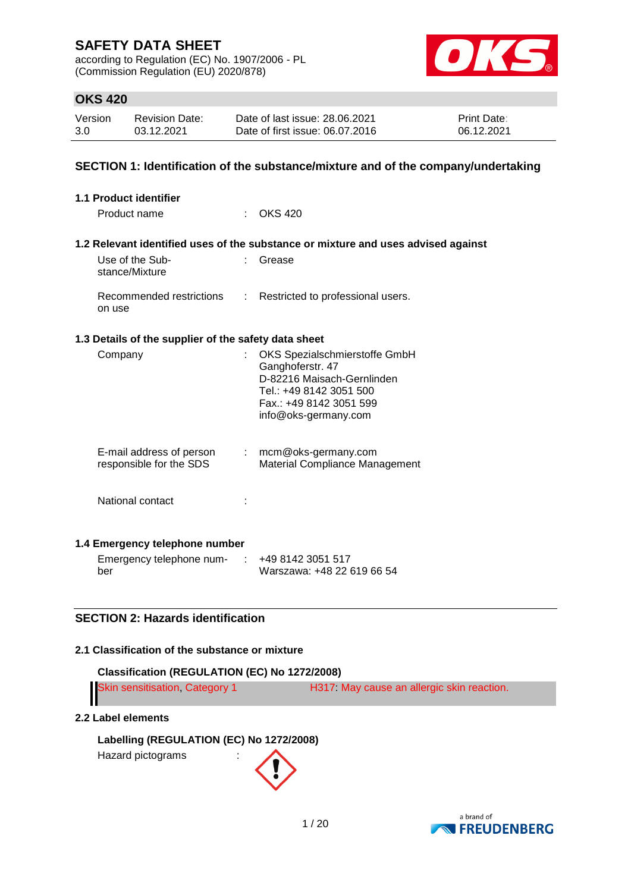# SAFETY DATA SHEET

according to Regulation (EC) No. 1907/2006 - PL
(Commission Regulation (EU) 2020/878)

## OKS 420

| Version | Revision Date: | Date of last issue: 28.06.2021 | Print Date: |
|---|---|---|---|
| 3.0 | 03.12.2021 | Date of first issue: 06.07.2016 | 06.12.2021 |

## SECTION 1: Identification of the substance/mixture and of the company/undertaking

### 1.1 Product identifier

Product name : OKS 420

### 1.2 Relevant identified uses of the substance or mixture and uses advised against

Use of the Substance/Mixture : Grease

Recommended restrictions on use : Restricted to professional users.

### 1.3 Details of the supplier of the safety data sheet

Company : OKS Spezialschmierstoffe GmbH
Ganghoferstr. 47
D-82216 Maisach-Gernlinden
Tel.: +49 8142 3051 500
Fax.: +49 8142 3051 599
info@oks-germany.com

E-mail address of person responsible for the SDS : mcm@oks-germany.com
Material Compliance Management

National contact :

### 1.4 Emergency telephone number

Emergency telephone number : +49 8142 3051 517
Warszawa: +48 22 619 66 54

## SECTION 2: Hazards identification

### 2.1 Classification of the substance or mixture

**Classification (REGULATION (EC) No 1272/2008)**

| | |
|---|---|
| Skin sensitisation, Category 1 | H317: May cause an allergic skin reaction. |

### 2.2 Label elements

**Labelling (REGULATION (EC) No 1272/2008)**

Hazard pictograms :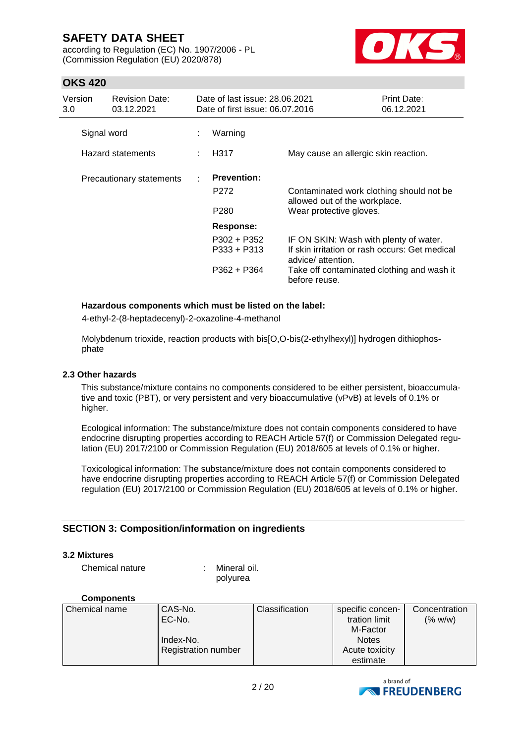| | | | |
|---|---|---|---|
| Signal word | : | Warning | |
| Hazard statements | : | H317 | May cause an allergic skin reaction. |
| Precautionary statements | : | **Prevention:** | |
| | | P272 | Contaminated work clothing should not be allowed out of the workplace. |
| | | P280 | Wear protective gloves. |
| | | **Response:** | |
| | | P302 + P352 | IF ON SKIN: Wash with plenty of water. |
| | | P333 + P313 | If skin irritation or rash occurs: Get medical advice/ attention. |
| | | P362 + P364 | Take off contaminated clothing and wash it before reuse. |

**Hazardous components which must be listed on the label:**

4-ethyl-2-(8-heptadecenyl)-2-oxazoline-4-methanol

Molybdenum trioxide, reaction products with bis[O,O-bis(2-ethylhexyl)] hydrogen dithiophosphate

### 2.3 Other hazards

This substance/mixture contains no components considered to be either persistent, bioaccumulative and toxic (PBT), or very persistent and very bioaccumulative (vPvB) at levels of 0.1% or higher.

Ecological information: The substance/mixture does not contain components considered to have endocrine disrupting properties according to REACH Article 57(f) or Commission Delegated regulation (EU) 2017/2100 or Commission Regulation (EU) 2018/605 at levels of 0.1% or higher.

Toxicological information: The substance/mixture does not contain components considered to have endocrine disrupting properties according to REACH Article 57(f) or Commission Delegated regulation (EU) 2017/2100 or Commission Regulation (EU) 2018/605 at levels of 0.1% or higher.

## SECTION 3: Composition/information on ingredients

### 3.2 Mixtures

Chemical nature : Mineral oil.
polyurea

**Components**

| Chemical name | CAS-No.<br>EC-No.<br><br>Index-No.<br>Registration number | Classification | specific concentration limit<br>M-Factor<br>Notes<br>Acute toxicity estimate | Concentration (% w/w) |
|---|---|---|---|---|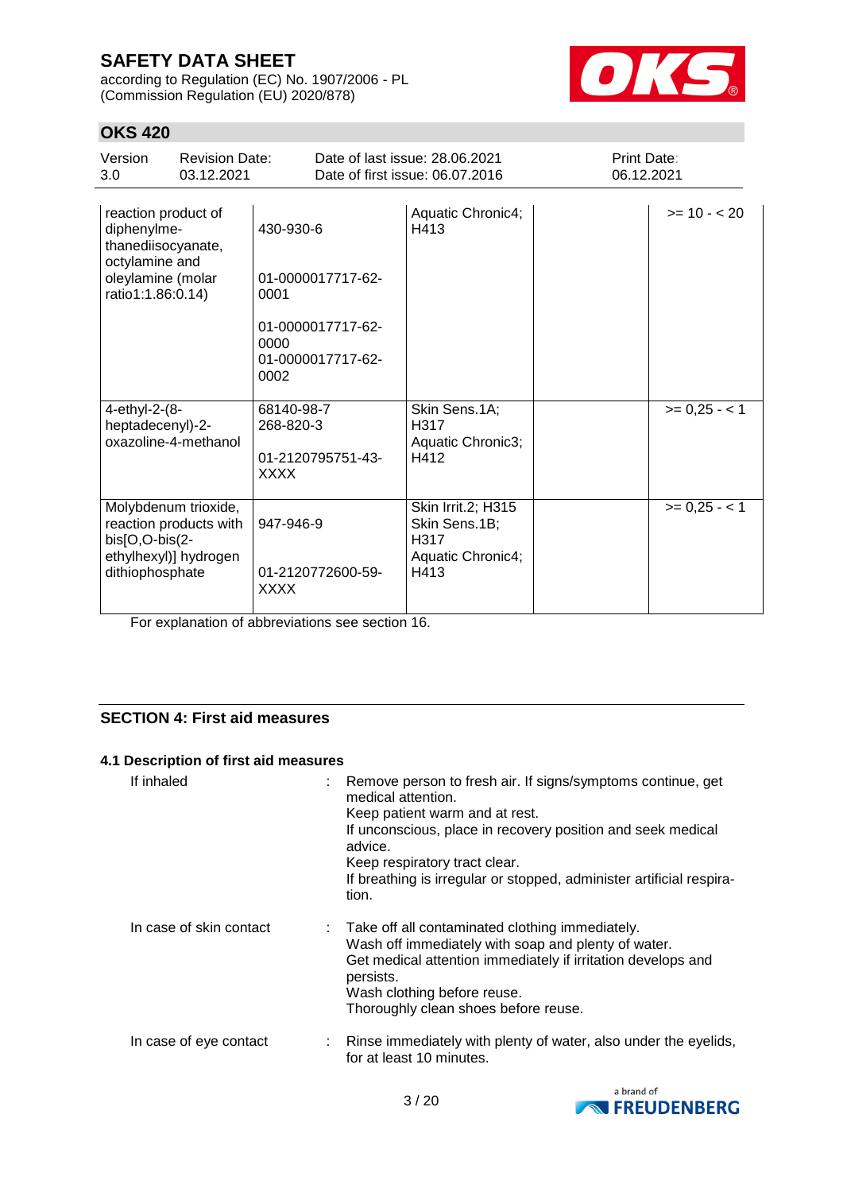| | | | | |
|---|---|---|---|---|
| reaction product of diphenylmethanediisocyanate, octylamine and oleylamine (molar ratio1:1.86:0.14) | 430-930-6<br><br>01-0000017717-62-0001<br><br>01-0000017717-62-0000<br>01-0000017717-62-0002 | Aquatic Chronic4; H413 | | >= 10 - < 20 |
| 4-ethyl-2-(8-heptadecenyl)-2-oxazoline-4-methanol | 68140-98-7<br>268-820-3<br><br>01-2120795751-43-XXXX | Skin Sens.1A; H317<br>Aquatic Chronic3; H412 | | >= 0,25 - < 1 |
| Molybdenum trioxide, reaction products with bis[O,O-bis(2-ethylhexyl)] hydrogen dithiophosphate | 947-946-9<br><br>01-2120772600-59-XXXX | Skin Irrit.2; H315<br>Skin Sens.1B; H317<br>Aquatic Chronic4; H413 | | >= 0,25 - < 1 |

For explanation of abbreviations see section 16.

## SECTION 4: First aid measures

### 4.1 Description of first aid measures

**If inhaled** : Remove person to fresh air. If signs/symptoms continue, get medical attention.
Keep patient warm and at rest.
If unconscious, place in recovery position and seek medical advice.
Keep respiratory tract clear.
If breathing is irregular or stopped, administer artificial respiration.

**In case of skin contact** : Take off all contaminated clothing immediately.
Wash off immediately with soap and plenty of water.
Get medical attention immediately if irritation develops and persists.
Wash clothing before reuse.
Thoroughly clean shoes before reuse.

**In case of eye contact** : Rinse immediately with plenty of water, also under the eyelids, for at least 10 minutes.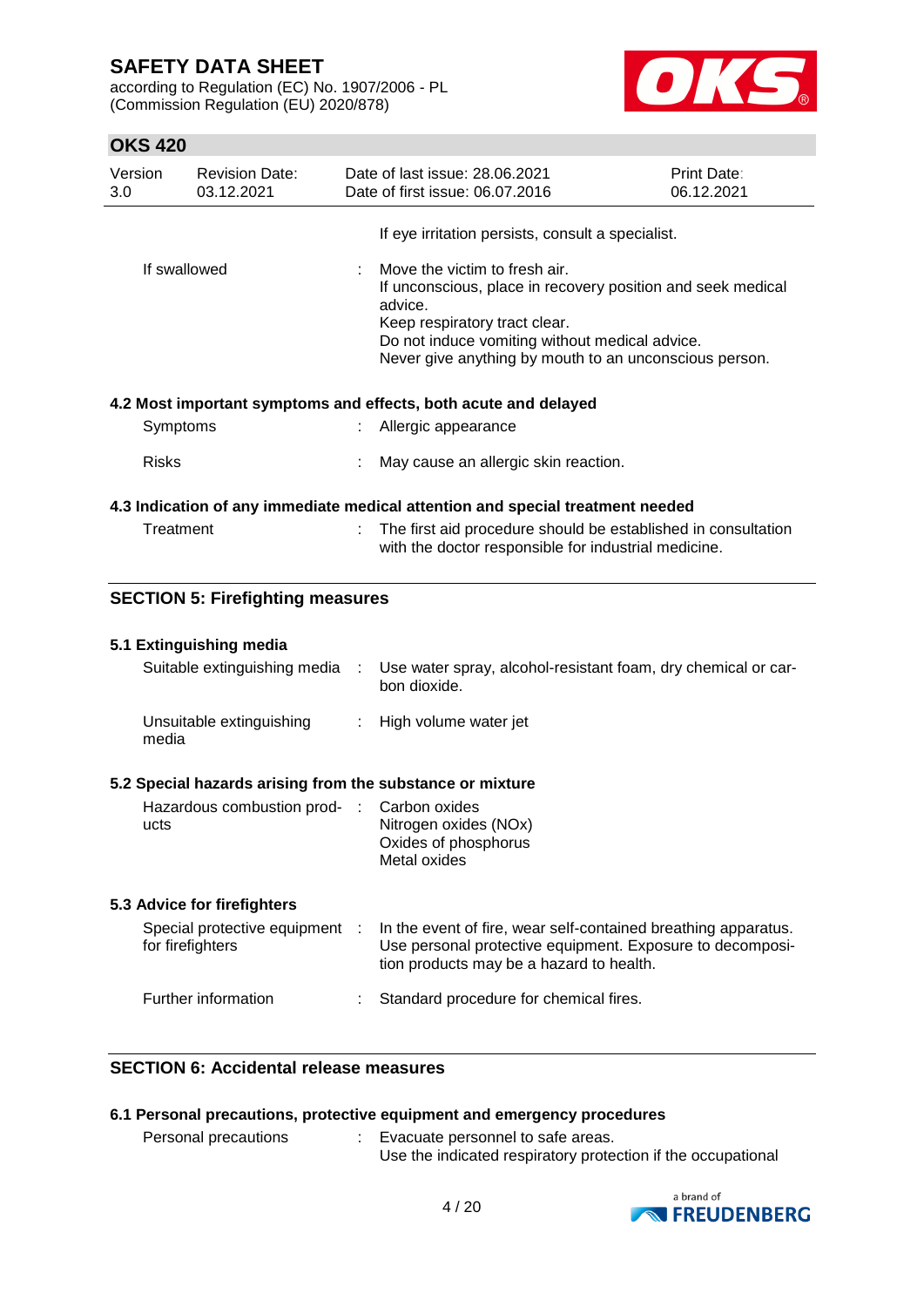If eye irritation persists, consult a specialist.

| | | |
|---|---|---|
| If swallowed | : | Move the victim to fresh air.<br>If unconscious, place in recovery position and seek medical advice.<br>Keep respiratory tract clear.<br>Do not induce vomiting without medical advice.<br>Never give anything by mouth to an unconscious person. |

**4.2 Most important symptoms and effects, both acute and delayed**

| | | |
|---|---|---|
| Symptoms | : | Allergic appearance |
| Risks | : | May cause an allergic skin reaction. |

**4.3 Indication of any immediate medical attention and special treatment needed**

| | | |
|---|---|---|
| Treatment | : | The first aid procedure should be established in consultation with the doctor responsible for industrial medicine. |

## SECTION 5: Firefighting measures

**5.1 Extinguishing media**

| | | |
|---|---|---|
| Suitable extinguishing media | : | Use water spray, alcohol-resistant foam, dry chemical or carbon dioxide. |
| Unsuitable extinguishing media | : | High volume water jet |

**5.2 Special hazards arising from the substance or mixture**

| | | |
|---|---|---|
| Hazardous combustion products | : | Carbon oxides<br>Nitrogen oxides (NOx)<br>Oxides of phosphorus<br>Metal oxides |

**5.3 Advice for firefighters**

| | | |
|---|---|---|
| Special protective equipment for firefighters | : | In the event of fire, wear self-contained breathing apparatus.<br>Use personal protective equipment. Exposure to decomposition products may be a hazard to health. |
| Further information | : | Standard procedure for chemical fires. |

## SECTION 6: Accidental release measures

**6.1 Personal precautions, protective equipment and emergency procedures**

| | | |
|---|---|---|
| Personal precautions | : | Evacuate personnel to safe areas.<br>Use the indicated respiratory protection if the occupational |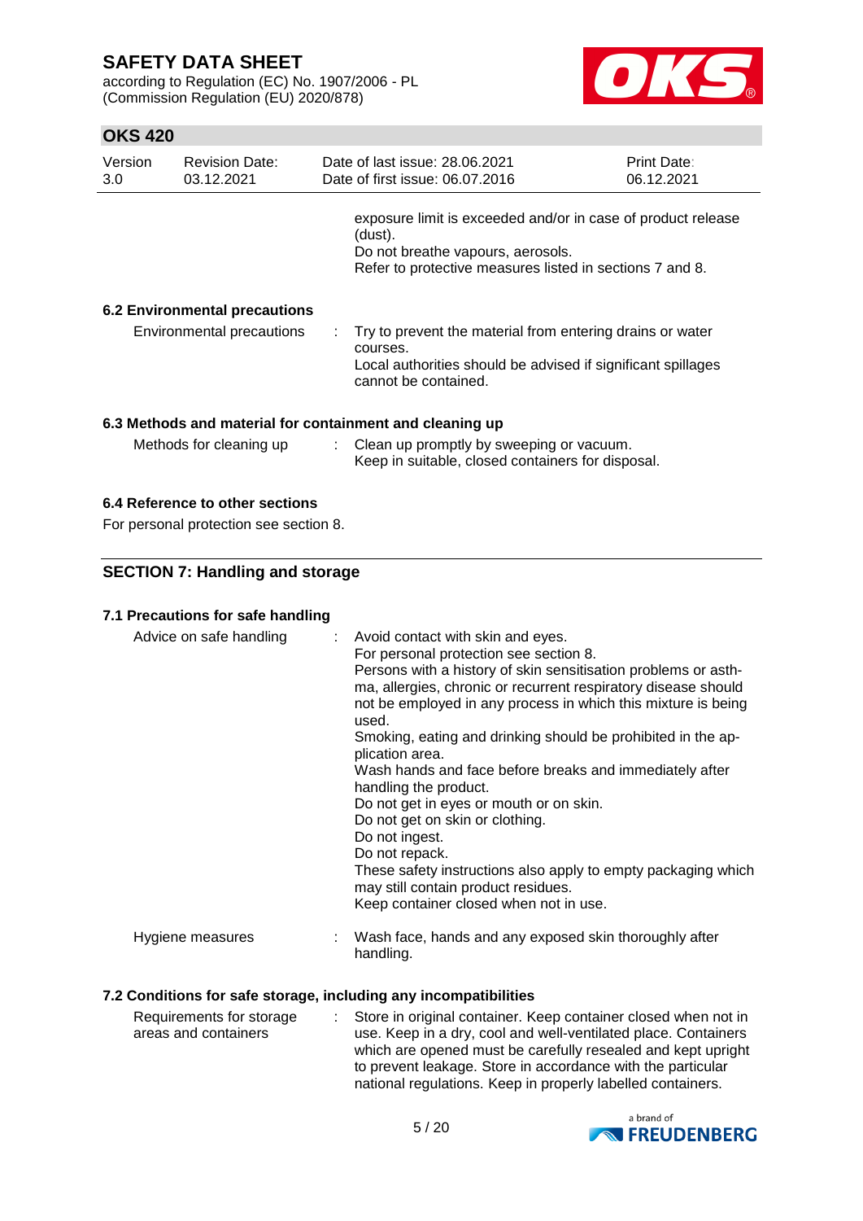exposure limit is exceeded and/or in case of product release (dust).
Do not breathe vapours, aerosols.
Refer to protective measures listed in sections 7 and 8.

### 6.2 Environmental precautions

| | | |
|---|---|---|
| Environmental precautions | : | Try to prevent the material from entering drains or water courses.<br>Local authorities should be advised if significant spillages cannot be contained. |

### 6.3 Methods and material for containment and cleaning up

| | | |
|---|---|---|
| Methods for cleaning up | : | Clean up promptly by sweeping or vacuum.<br>Keep in suitable, closed containers for disposal. |

### 6.4 Reference to other sections

For personal protection see section 8.

## SECTION 7: Handling and storage

### 7.1 Precautions for safe handling

| | | |
|---|---|---|
| Advice on safe handling | : | Avoid contact with skin and eyes.<br>For personal protection see section 8.<br>Persons with a history of skin sensitisation problems or asthma, allergies, chronic or recurrent respiratory disease should not be employed in any process in which this mixture is being used.<br>Smoking, eating and drinking should be prohibited in the application area.<br>Wash hands and face before breaks and immediately after handling the product.<br>Do not get in eyes or mouth or on skin.<br>Do not get on skin or clothing.<br>Do not ingest.<br>Do not repack.<br>These safety instructions also apply to empty packaging which may still contain product residues.<br>Keep container closed when not in use. |
| Hygiene measures | : | Wash face, hands and any exposed skin thoroughly after handling. |

### 7.2 Conditions for safe storage, including any incompatibilities

| | | |
|---|---|---|
| Requirements for storage areas and containers | : | Store in original container. Keep container closed when not in use. Keep in a dry, cool and well-ventilated place. Containers which are opened must be carefully resealed and kept upright to prevent leakage. Store in accordance with the particular national regulations. Keep in properly labelled containers. |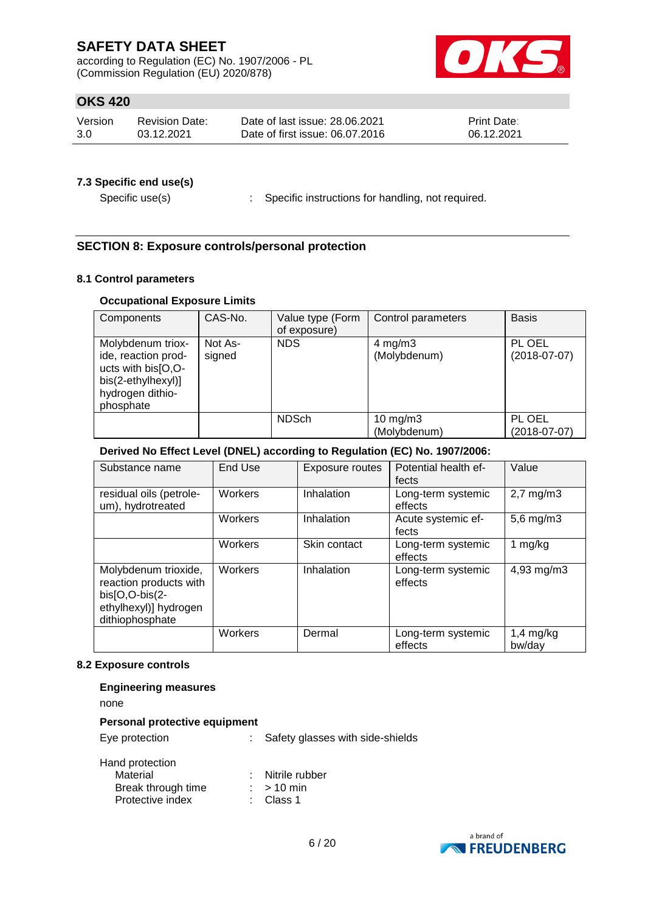### 7.3 Specific end use(s)

Specific use(s) : Specific instructions for handling, not required.

## SECTION 8: Exposure controls/personal protection

### 8.1 Control parameters

**Occupational Exposure Limits**

| Components | CAS-No. | Value type (Form of exposure) | Control parameters | Basis |
|---|---|---|---|---|
| Molybdenum trioxide, reaction products with bis[O,O-bis(2-ethylhexyl)] hydrogen dithiophosphate | Not Assigned | NDS | 4 mg/m3 (Molybdenum) | PL OEL (2018-07-07) |
| | | NDSch | 10 mg/m3 (Molybdenum) | PL OEL (2018-07-07) |

**Derived No Effect Level (DNEL) according to Regulation (EC) No. 1907/2006:**

| Substance name | End Use | Exposure routes | Potential health effects | Value |
|---|---|---|---|---|
| residual oils (petroleum), hydrotreated | Workers | Inhalation | Long-term systemic effects | 2,7 mg/m3 |
| | Workers | Inhalation | Acute systemic effects | 5,6 mg/m3 |
| | Workers | Skin contact | Long-term systemic effects | 1 mg/kg |
| Molybdenum trioxide, reaction products with bis[O,O-bis(2-ethylhexyl)] hydrogen dithiophosphate | Workers | Inhalation | Long-term systemic effects | 4,93 mg/m3 |
| | Workers | Dermal | Long-term systemic effects | 1,4 mg/kg bw/day |

### 8.2 Exposure controls

**Engineering measures**

none

**Personal protective equipment**

Eye protection : Safety glasses with side-shields

Hand protection
- Material : Nitrile rubber
- Break through time : > 10 min
- Protective index : Class 1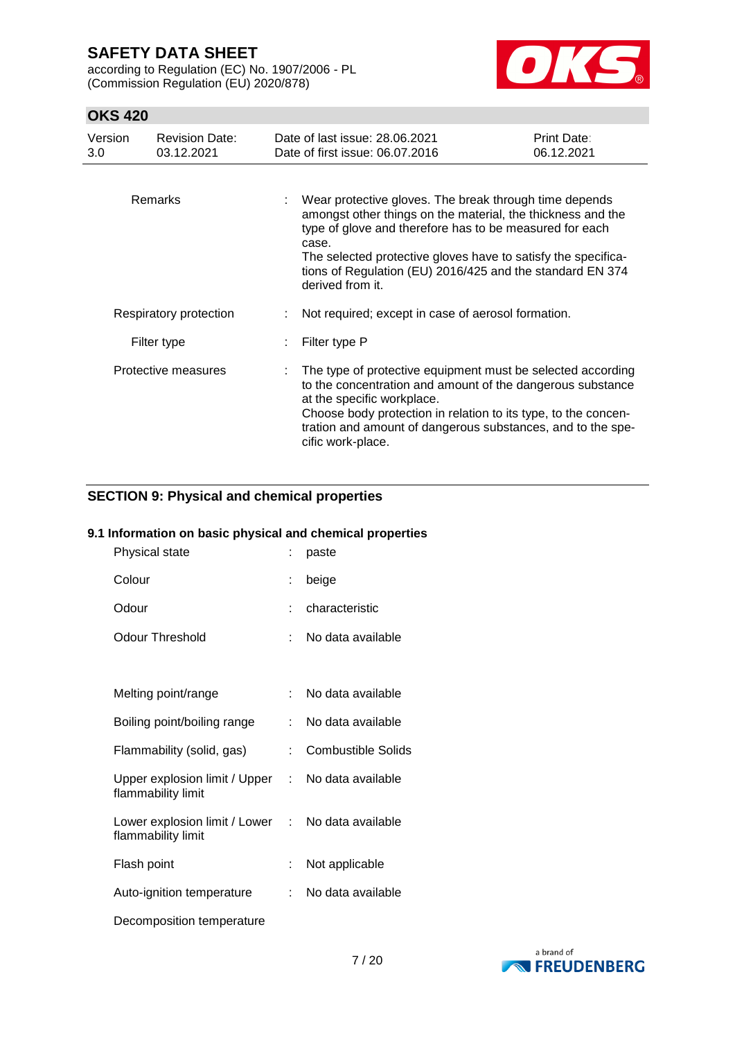| | | |
|---|---|---|
| Remarks | : | Wear protective gloves. The break through time depends amongst other things on the material, the thickness and the type of glove and therefore has to be measured for each case.<br>The selected protective gloves have to satisfy the specifications of Regulation (EU) 2016/425 and the standard EN 374 derived from it. |
| Respiratory protection | : | Not required; except in case of aerosol formation. |
| Filter type | : | Filter type P |
| Protective measures | : | The type of protective equipment must be selected according to the concentration and amount of the dangerous substance at the specific workplace.<br>Choose body protection in relation to its type, to the concentration and amount of dangerous substances, and to the specific work-place. |

## SECTION 9: Physical and chemical properties

### 9.1 Information on basic physical and chemical properties

| | | |
|---|---|---|
| Physical state | : | paste |
| Colour | : | beige |
| Odour | : | characteristic |
| Odour Threshold | : | No data available |
| Melting point/range | : | No data available |
| Boiling point/boiling range | : | No data available |
| Flammability (solid, gas) | : | Combustible Solids |
| Upper explosion limit / Upper flammability limit | : | No data available |
| Lower explosion limit / Lower flammability limit | : | No data available |
| Flash point | : | Not applicable |
| Auto-ignition temperature | : | No data available |
| Decomposition temperature | | |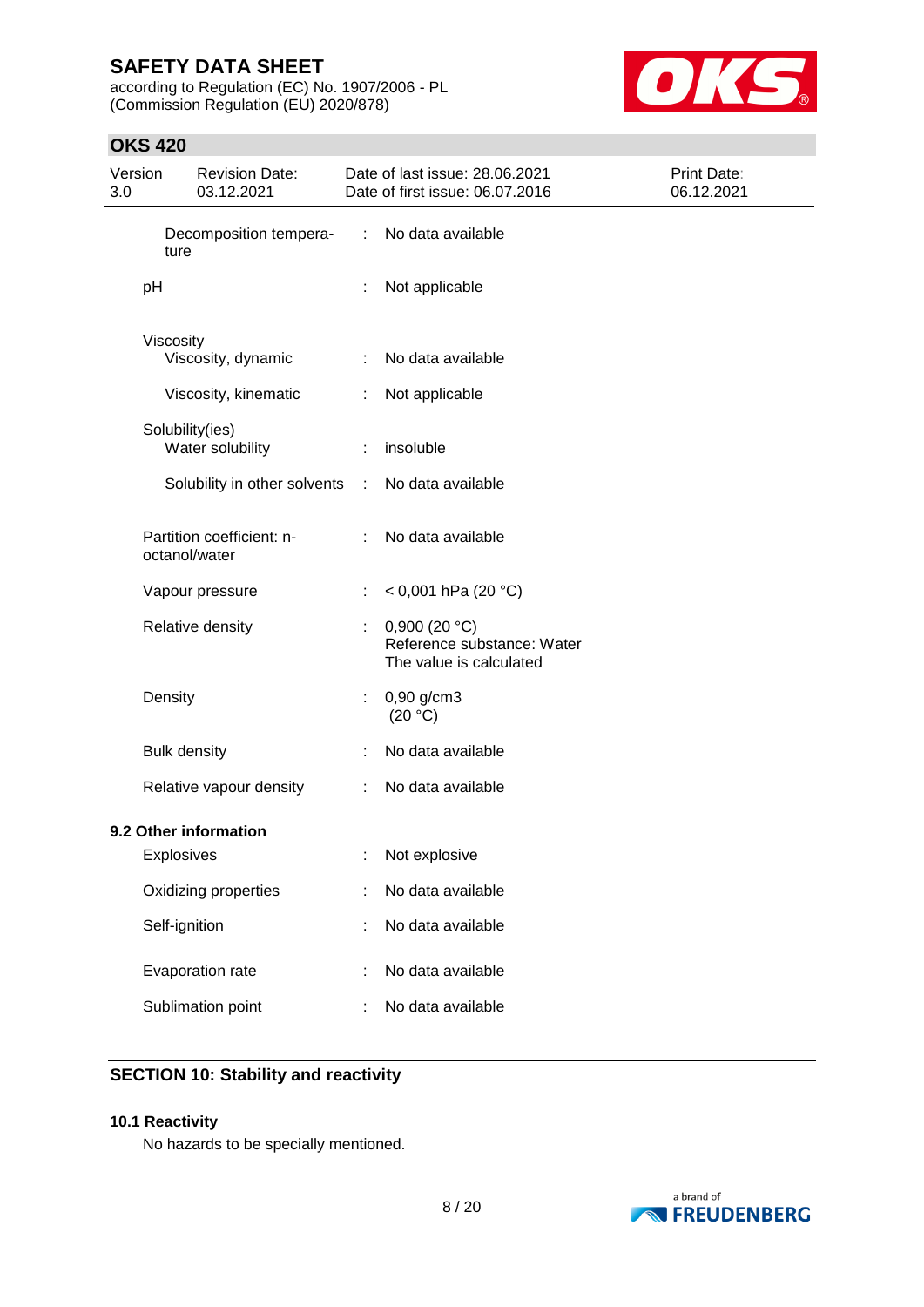| | | |
|---|---|---|
| Decomposition temperature | : | No data available |
| pH | : | Not applicable |
| Viscosity | | |
| Viscosity, dynamic | : | No data available |
| Viscosity, kinematic | : | Not applicable |
| Solubility(ies) | | |
| Water solubility | : | insoluble |
| Solubility in other solvents | : | No data available |
| Partition coefficient: n-octanol/water | : | No data available |
| Vapour pressure | : | < 0,001 hPa (20 °C) |
| Relative density | : | 0,900 (20 °C)<br>Reference substance: Water<br>The value is calculated |
| Density | : | 0,90 g/cm3<br>(20 °C) |
| Bulk density | : | No data available |
| Relative vapour density | : | No data available |

**9.2 Other information**

| | | |
|---|---|---|
| Explosives | : | Not explosive |
| Oxidizing properties | : | No data available |
| Self-ignition | : | No data available |
| Evaporation rate | : | No data available |
| Sublimation point | : | No data available |

## SECTION 10: Stability and reactivity

**10.1 Reactivity**

No hazards to be specially mentioned.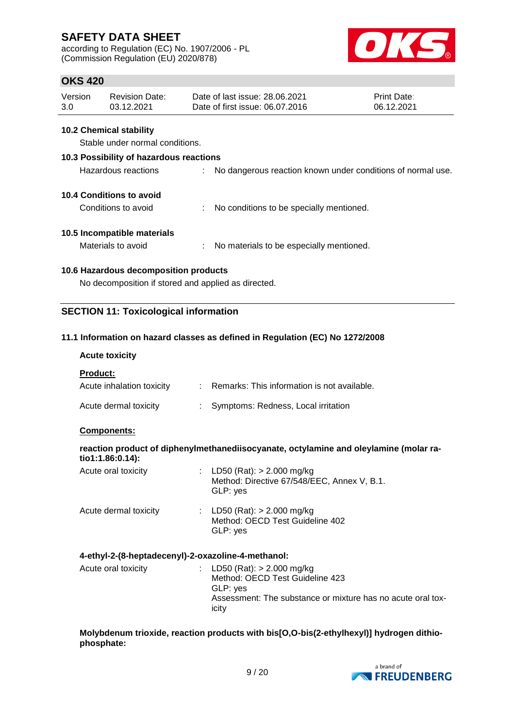## 10.2 Chemical stability

Stable under normal conditions.

## 10.3 Possibility of hazardous reactions

Hazardous reactions : No dangerous reaction known under conditions of normal use.

## 10.4 Conditions to avoid

Conditions to avoid : No conditions to be specially mentioned.

## 10.5 Incompatible materials

Materials to avoid : No materials to be especially mentioned.

## 10.6 Hazardous decomposition products

No decomposition if stored and applied as directed.

# SECTION 11: Toxicological information

## 11.1 Information on hazard classes as defined in Regulation (EC) No 1272/2008

**Acute toxicity**

**Product:**

Acute inhalation toxicity : Remarks: This information is not available.

Acute dermal toxicity : Symptoms: Redness, Local irritation

**Components:**

**reaction product of diphenylmethanediisocyanate, octylamine and oleylamine (molar ratio1:1.86:0.14):**

Acute oral toxicity : LD50 (Rat): > 2.000 mg/kg
Method: Directive 67/548/EEC, Annex V, B.1.
GLP: yes

Acute dermal toxicity : LD50 (Rat): > 2.000 mg/kg
Method: OECD Test Guideline 402
GLP: yes

**4-ethyl-2-(8-heptadecenyl)-2-oxazoline-4-methanol:**

Acute oral toxicity : LD50 (Rat): > 2.000 mg/kg
Method: OECD Test Guideline 423
GLP: yes
Assessment: The substance or mixture has no acute oral toxicity

**Molybdenum trioxide, reaction products with bis[O,O-bis(2-ethylhexyl)] hydrogen dithiophosphate:**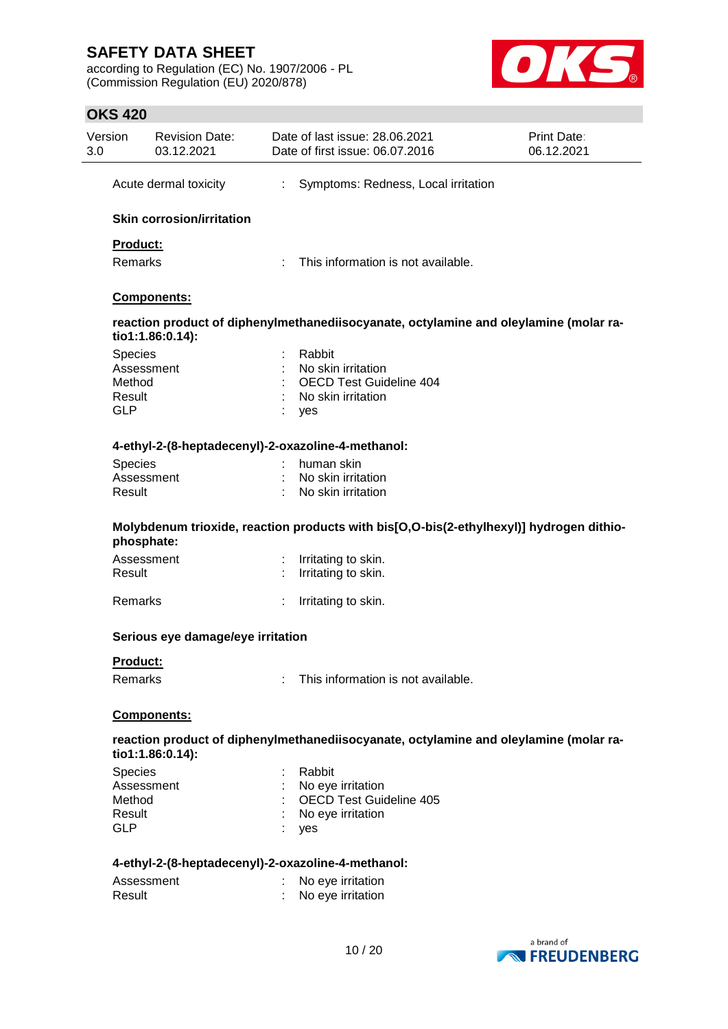Acute dermal toxicity : Symptoms: Redness, Local irritation

### Skin corrosion/irritation

**Product:**

Remarks : This information is not available.

**Components:**

**reaction product of diphenylmethanediisocyanate, octylamine and oleylamine (molar ratio1:1.86:0.14):**

Species : Rabbit
Assessment : No skin irritation
Method : OECD Test Guideline 404
Result : No skin irritation
GLP : yes

**4-ethyl-2-(8-heptadecenyl)-2-oxazoline-4-methanol:**

Species : human skin
Assessment : No skin irritation
Result : No skin irritation

**Molybdenum trioxide, reaction products with bis[O,O-bis(2-ethylhexyl)] hydrogen dithiophosphate:**

Assessment : Irritating to skin.
Result : Irritating to skin.

Remarks : Irritating to skin.

### Serious eye damage/eye irritation

**Product:**

Remarks : This information is not available.

**Components:**

**reaction product of diphenylmethanediisocyanate, octylamine and oleylamine (molar ratio1:1.86:0.14):**

Species : Rabbit
Assessment : No eye irritation
Method : OECD Test Guideline 405
Result : No eye irritation
GLP : yes

**4-ethyl-2-(8-heptadecenyl)-2-oxazoline-4-methanol:**

Assessment : No eye irritation
Result : No eye irritation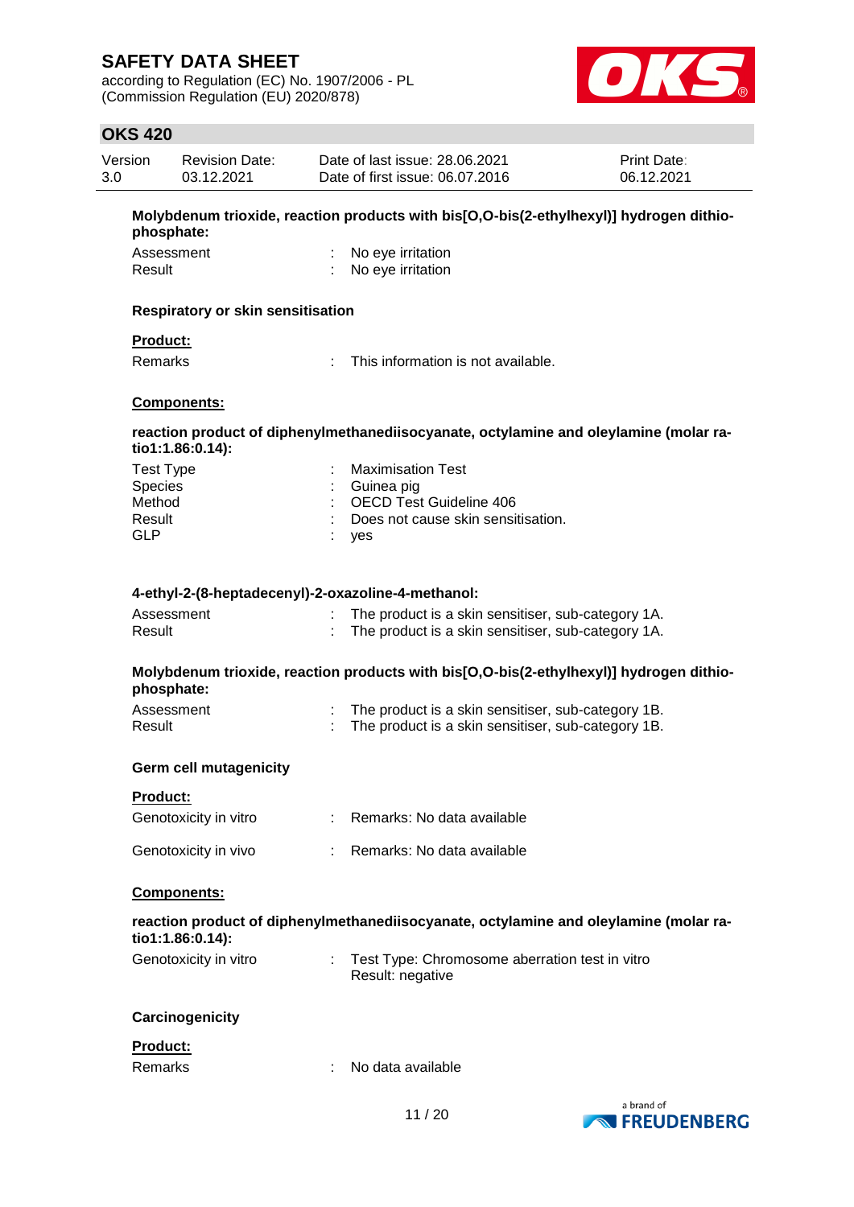**Molybdenum trioxide, reaction products with bis[O,O-bis(2-ethylhexyl)] hydrogen dithiophosphate:**

| | | |
|---|---|---|
| Assessment | : | No eye irritation |
| Result | : | No eye irritation |

**Respiratory or skin sensitisation**

**Product:**

| | | |
|---|---|---|
| Remarks | : | This information is not available. |

**Components:**

**reaction product of diphenylmethanediisocyanate, octylamine and oleylamine (molar ratio1:1.86:0.14):**

| | | |
|---|---|---|
| Test Type | : | Maximisation Test |
| Species | : | Guinea pig |
| Method | : | OECD Test Guideline 406 |
| Result | : | Does not cause skin sensitisation. |
| GLP | : | yes |

**4-ethyl-2-(8-heptadecenyl)-2-oxazoline-4-methanol:**

| | | |
|---|---|---|
| Assessment | : | The product is a skin sensitiser, sub-category 1A. |
| Result | : | The product is a skin sensitiser, sub-category 1A. |

**Molybdenum trioxide, reaction products with bis[O,O-bis(2-ethylhexyl)] hydrogen dithiophosphate:**

| | | |
|---|---|---|
| Assessment | : | The product is a skin sensitiser, sub-category 1B. |
| Result | : | The product is a skin sensitiser, sub-category 1B. |

**Germ cell mutagenicity**

**Product:**

| | | |
|---|---|---|
| Genotoxicity in vitro | : | Remarks: No data available |
| Genotoxicity in vivo | : | Remarks: No data available |

**Components:**

**reaction product of diphenylmethanediisocyanate, octylamine and oleylamine (molar ratio1:1.86:0.14):**

| | | |
|---|---|---|
| Genotoxicity in vitro | : | Test Type: Chromosome aberration test in vitro<br>Result: negative |

**Carcinogenicity**

**Product:**

| | | |
|---|---|---|
| Remarks | : | No data available |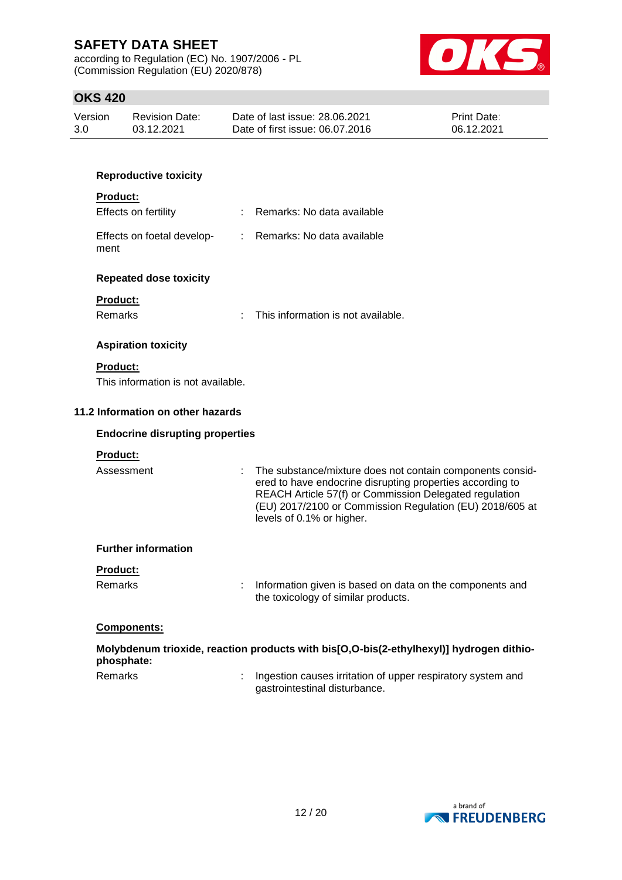**Reproductive toxicity**

**Product:**

Effects on fertility : Remarks: No data available

Effects on foetal development : Remarks: No data available

**Repeated dose toxicity**

**Product:**

Remarks : This information is not available.

**Aspiration toxicity**

**Product:**

This information is not available.

### 11.2 Information on other hazards

**Endocrine disrupting properties**

**Product:**

Assessment : The substance/mixture does not contain components considered to have endocrine disrupting properties according to REACH Article 57(f) or Commission Delegated regulation (EU) 2017/2100 or Commission Regulation (EU) 2018/605 at levels of 0.1% or higher.

**Further information**

**Product:**

Remarks : Information given is based on data on the components and the toxicology of similar products.

**Components:**

**Molybdenum trioxide, reaction products with bis[O,O-bis(2-ethylhexyl)] hydrogen dithiophosphate:**

Remarks : Ingestion causes irritation of upper respiratory system and gastrointestinal disturbance.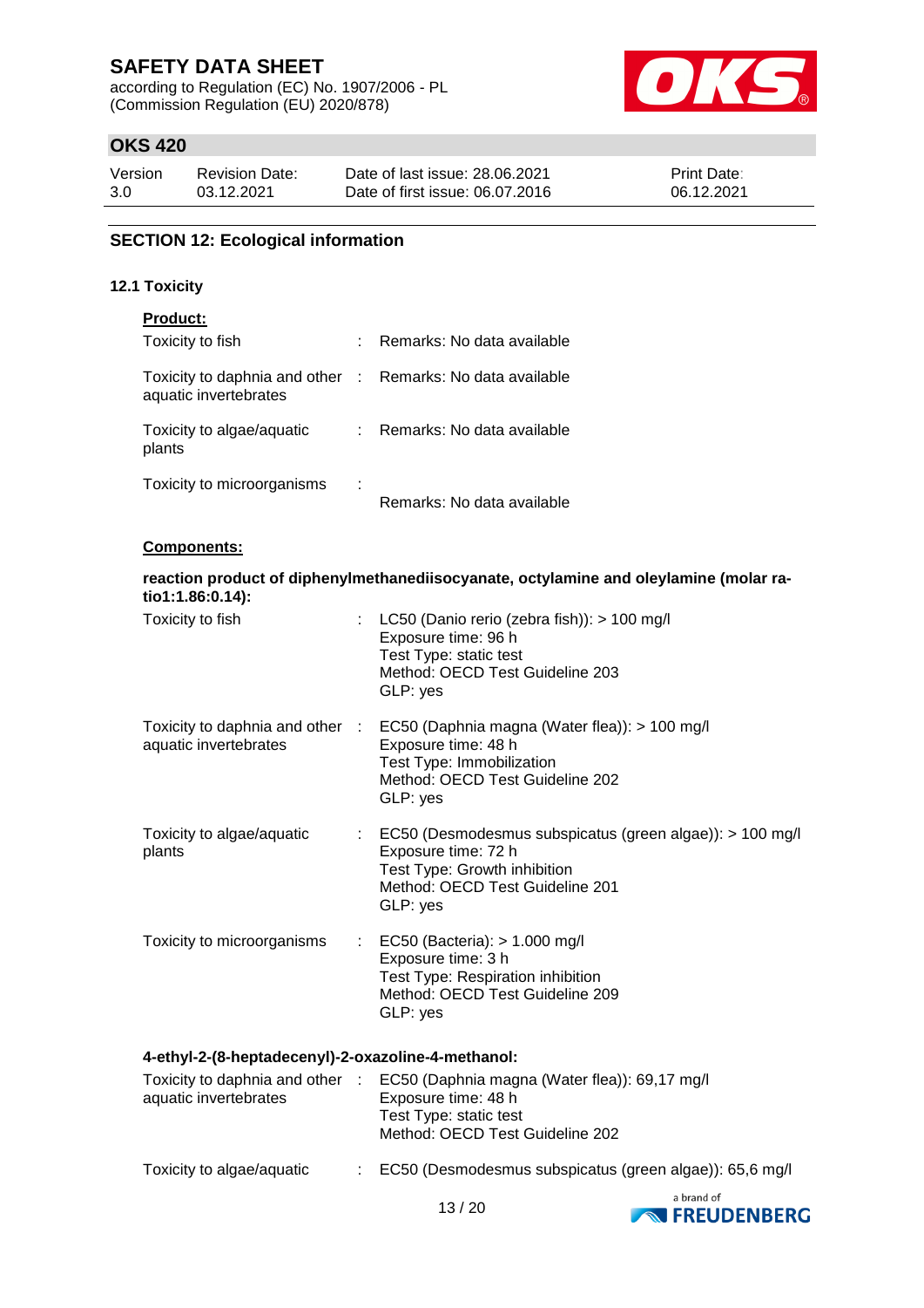## SECTION 12: Ecological information

### 12.1 Toxicity

**Product:**

Toxicity to fish : Remarks: No data available

Toxicity to daphnia and other aquatic invertebrates : Remarks: No data available

Toxicity to algae/aquatic plants : Remarks: No data available

Toxicity to microorganisms : Remarks: No data available

**Components:**

**reaction product of diphenylmethanediisocyanate, octylamine and oleylamine (molar ratio1:1.86:0.14):**

Toxicity to fish : LC50 (Danio rerio (zebra fish)): > 100 mg/l
Exposure time: 96 h
Test Type: static test
Method: OECD Test Guideline 203
GLP: yes

Toxicity to daphnia and other aquatic invertebrates : EC50 (Daphnia magna (Water flea)): > 100 mg/l
Exposure time: 48 h
Test Type: Immobilization
Method: OECD Test Guideline 202
GLP: yes

Toxicity to algae/aquatic plants : EC50 (Desmodesmus subspicatus (green algae)): > 100 mg/l
Exposure time: 72 h
Test Type: Growth inhibition
Method: OECD Test Guideline 201
GLP: yes

Toxicity to microorganisms : EC50 (Bacteria): > 1.000 mg/l
Exposure time: 3 h
Test Type: Respiration inhibition
Method: OECD Test Guideline 209
GLP: yes

**4-ethyl-2-(8-heptadecenyl)-2-oxazoline-4-methanol:**

Toxicity to daphnia and other aquatic invertebrates : EC50 (Daphnia magna (Water flea)): 69,17 mg/l
Exposure time: 48 h
Test Type: static test
Method: OECD Test Guideline 202

Toxicity to algae/aquatic : EC50 (Desmodesmus subspicatus (green algae)): 65,6 mg/l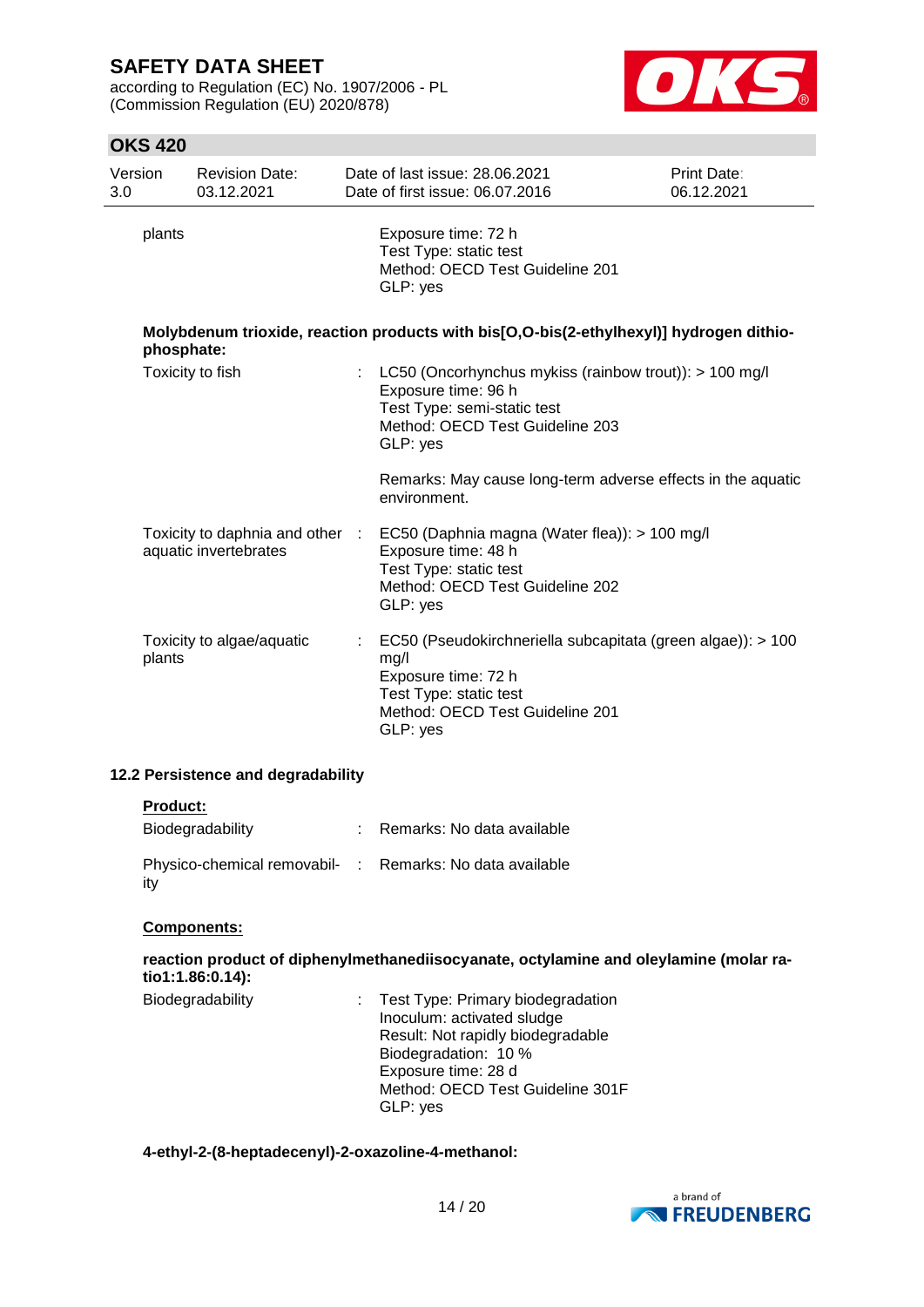| | | |
|---|---|---|
| plants | | Exposure time: 72 h<br>Test Type: static test<br>Method: OECD Test Guideline 201<br>GLP: yes |

**Molybdenum trioxide, reaction products with bis[O,O-bis(2-ethylhexyl)] hydrogen dithiophosphate:**

| | | |
|---|---|---|
| Toxicity to fish | : | LC50 (Oncorhynchus mykiss (rainbow trout)): > 100 mg/l<br>Exposure time: 96 h<br>Test Type: semi-static test<br>Method: OECD Test Guideline 203<br>GLP: yes<br><br>Remarks: May cause long-term adverse effects in the aquatic environment. |
| Toxicity to daphnia and other aquatic invertebrates | : | EC50 (Daphnia magna (Water flea)): > 100 mg/l<br>Exposure time: 48 h<br>Test Type: static test<br>Method: OECD Test Guideline 202<br>GLP: yes |
| Toxicity to algae/aquatic plants | : | EC50 (Pseudokirchneriella subcapitata (green algae)): > 100 mg/l<br>Exposure time: 72 h<br>Test Type: static test<br>Method: OECD Test Guideline 201<br>GLP: yes |

### 12.2 Persistence and degradability

**Product:**

| | | |
|---|---|---|
| Biodegradability | : | Remarks: No data available |
| Physico-chemical removability | : | Remarks: No data available |

**Components:**

**reaction product of diphenylmethanediisocyanate, octylamine and oleylamine (molar ratio1:1.86:0.14):**

| | | |
|---|---|---|
| Biodegradability | : | Test Type: Primary biodegradation<br>Inoculum: activated sludge<br>Result: Not rapidly biodegradable<br>Biodegradation: 10 %<br>Exposure time: 28 d<br>Method: OECD Test Guideline 301F<br>GLP: yes |

**4-ethyl-2-(8-heptadecenyl)-2-oxazoline-4-methanol:**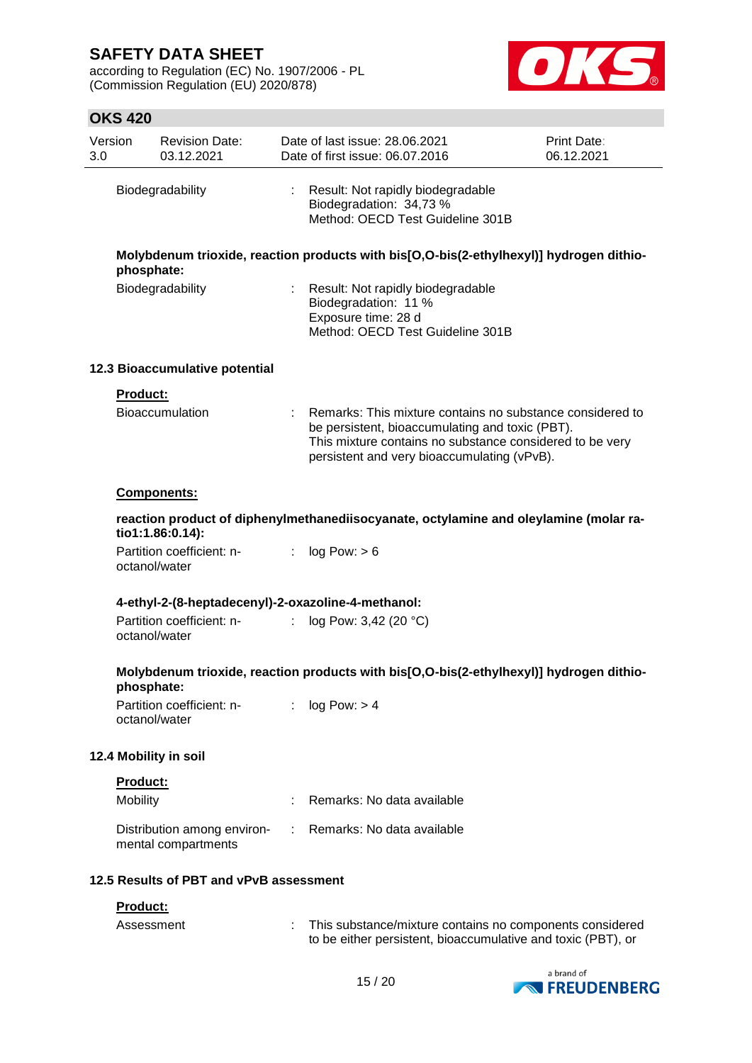Biodegradability : Result: Not rapidly biodegradable
Biodegradation: 34,73 %
Method: OECD Test Guideline 301B

**Molybdenum trioxide, reaction products with bis[O,O-bis(2-ethylhexyl)] hydrogen dithiophosphate:**

Biodegradability : Result: Not rapidly biodegradable
Biodegradation: 11 %
Exposure time: 28 d
Method: OECD Test Guideline 301B

### 12.3 Bioaccumulative potential

**Product:**

Bioaccumulation : Remarks: This mixture contains no substance considered to be persistent, bioaccumulating and toxic (PBT).
This mixture contains no substance considered to be very persistent and very bioaccumulating (vPvB).

**Components:**

**reaction product of diphenylmethanediisocyanate, octylamine and oleylamine (molar ratio1:1.86:0.14):**

Partition coefficient: n-octanol/water : log Pow: > 6

**4-ethyl-2-(8-heptadecenyl)-2-oxazoline-4-methanol:**

Partition coefficient: n-octanol/water : log Pow: 3,42 (20 °C)

**Molybdenum trioxide, reaction products with bis[O,O-bis(2-ethylhexyl)] hydrogen dithiophosphate:**

Partition coefficient: n-octanol/water : log Pow: > 4

### 12.4 Mobility in soil

**Product:**

Mobility : Remarks: No data available

Distribution among environmental compartments : Remarks: No data available

### 12.5 Results of PBT and vPvB assessment

**Product:**

Assessment : This substance/mixture contains no components considered to be either persistent, bioaccumulative and toxic (PBT), or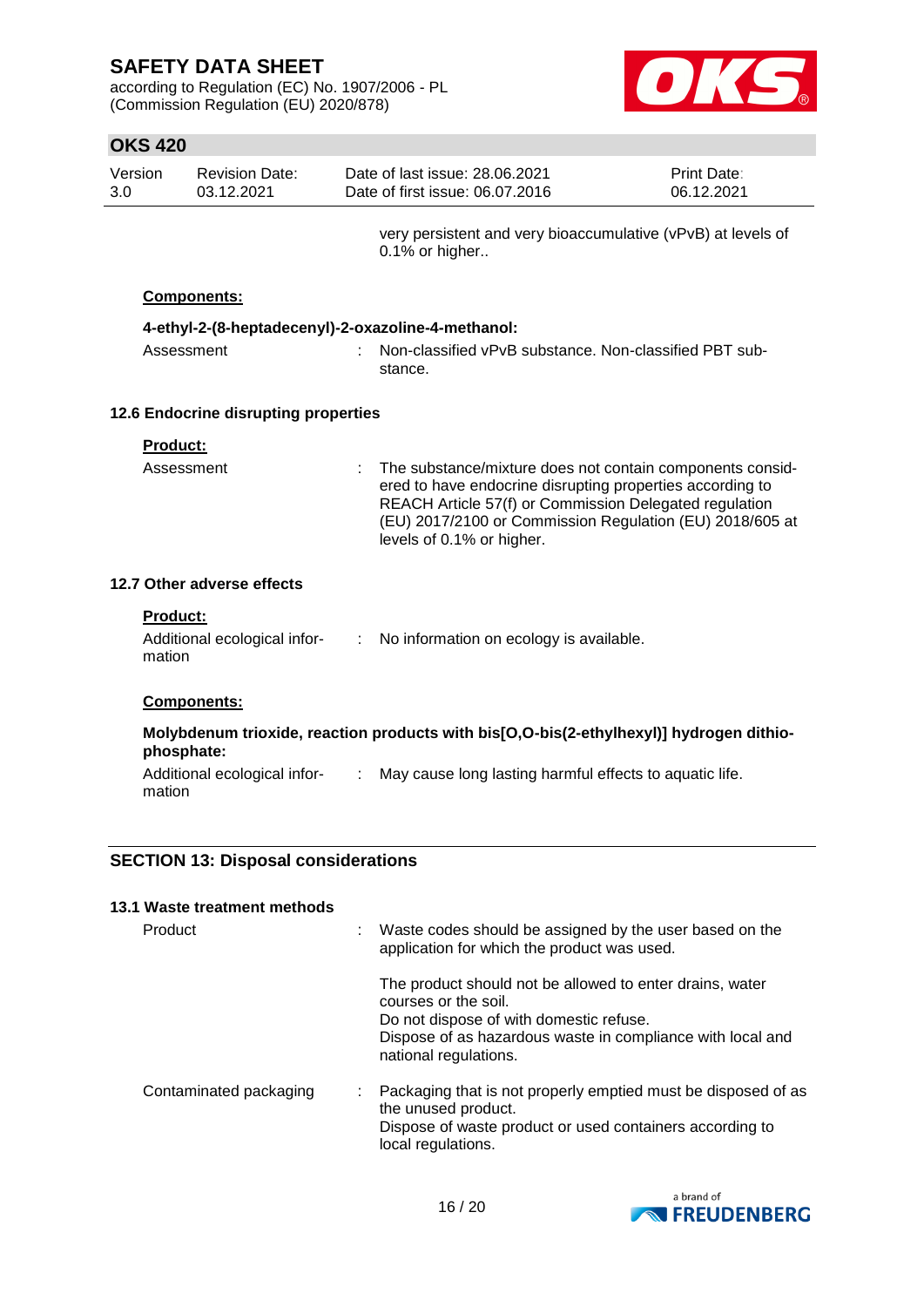very persistent and very bioaccumulative (vPvB) at levels of 0.1% or higher..

**Components:**

**4-ethyl-2-(8-heptadecenyl)-2-oxazoline-4-methanol:**

Assessment : Non-classified vPvB substance. Non-classified PBT substance.

### 12.6 Endocrine disrupting properties

**Product:**

Assessment : The substance/mixture does not contain components considered to have endocrine disrupting properties according to REACH Article 57(f) or Commission Delegated regulation (EU) 2017/2100 or Commission Regulation (EU) 2018/605 at levels of 0.1% or higher.

### 12.7 Other adverse effects

**Product:**

Additional ecological information : No information on ecology is available.

**Components:**

**Molybdenum trioxide, reaction products with bis[O,O-bis(2-ethylhexyl)] hydrogen dithiophosphate:**

Additional ecological information : May cause long lasting harmful effects to aquatic life.

## SECTION 13: Disposal considerations

### 13.1 Waste treatment methods

Product : Waste codes should be assigned by the user based on the application for which the product was used.

The product should not be allowed to enter drains, water courses or the soil.
Do not dispose of with domestic refuse.
Dispose of as hazardous waste in compliance with local and national regulations.

Contaminated packaging : Packaging that is not properly emptied must be disposed of as the unused product.
Dispose of waste product or used containers according to local regulations.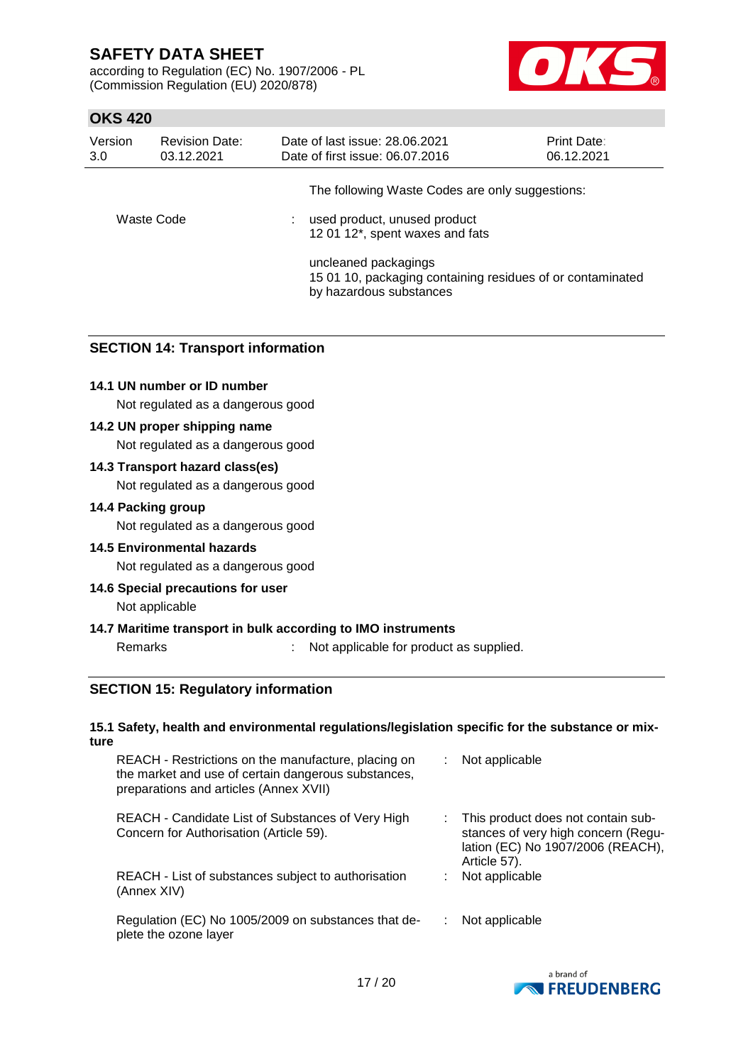The following Waste Codes are only suggestions:

Waste Code : used product, unused product
12 01 12*, spent waxes and fats

uncleaned packagings
15 01 10, packaging containing residues of or contaminated by hazardous substances

## SECTION 14: Transport information

**14.1 UN number or ID number**

Not regulated as a dangerous good

**14.2 UN proper shipping name**

Not regulated as a dangerous good

**14.3 Transport hazard class(es)**

Not regulated as a dangerous good

**14.4 Packing group**

Not regulated as a dangerous good

**14.5 Environmental hazards**

Not regulated as a dangerous good

**14.6 Special precautions for user**

Not applicable

**14.7 Maritime transport in bulk according to IMO instruments**

Remarks : Not applicable for product as supplied.

## SECTION 15: Regulatory information

**15.1 Safety, health and environmental regulations/legislation specific for the substance or mixture**

| | |
|---|---|
| REACH - Restrictions on the manufacture, placing on the market and use of certain dangerous substances, preparations and articles (Annex XVII) | : Not applicable |
| REACH - Candidate List of Substances of Very High Concern for Authorisation (Article 59). | : This product does not contain substances of very high concern (Regulation (EC) No 1907/2006 (REACH), Article 57). |
| REACH - List of substances subject to authorisation (Annex XIV) | : Not applicable |
| Regulation (EC) No 1005/2009 on substances that deplete the ozone layer | : Not applicable |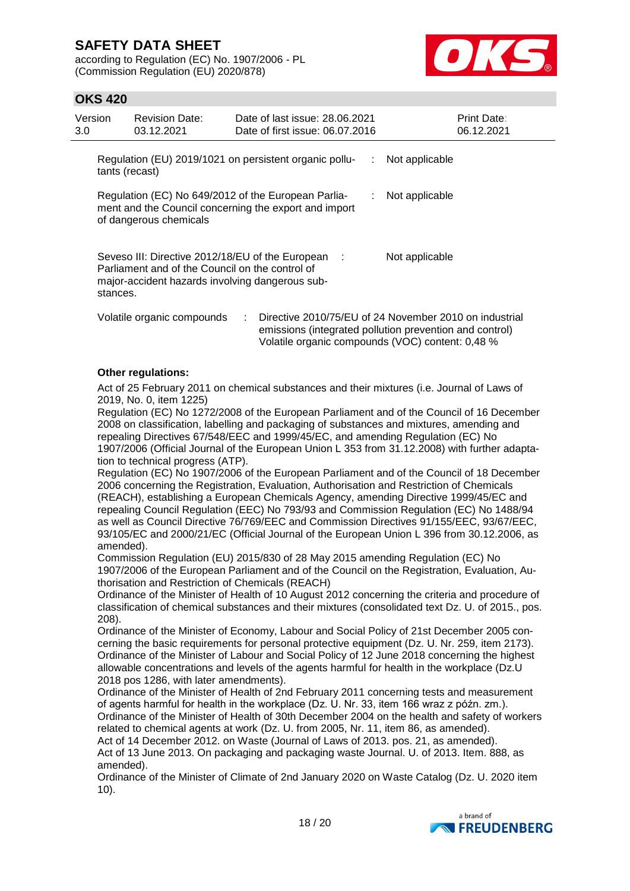| | | |
|---|---|---|
| Regulation (EU) 2019/1021 on persistent organic pollutants (recast) | : | Not applicable |
| Regulation (EC) No 649/2012 of the European Parliament and the Council concerning the export and import of dangerous chemicals | : | Not applicable |
| Seveso III: Directive 2012/18/EU of the European Parliament and of the Council on the control of major-accident hazards involving dangerous substances. | : | Not applicable |
| Volatile organic compounds | : | Directive 2010/75/EU of 24 November 2010 on industrial emissions (integrated pollution prevention and control)<br>Volatile organic compounds (VOC) content: 0,48 % |

**Other regulations:**

Act of 25 February 2011 on chemical substances and their mixtures (i.e. Journal of Laws of 2019, No. 0, item 1225)
Regulation (EC) No 1272/2008 of the European Parliament and of the Council of 16 December 2008 on classification, labelling and packaging of substances and mixtures, amending and repealing Directives 67/548/EEC and 1999/45/EC, and amending Regulation (EC) No 1907/2006 (Official Journal of the European Union L 353 from 31.12.2008) with further adaptation to technical progress (ATP).
Regulation (EC) No 1907/2006 of the European Parliament and of the Council of 18 December 2006 concerning the Registration, Evaluation, Authorisation and Restriction of Chemicals (REACH), establishing a European Chemicals Agency, amending Directive 1999/45/EC and repealing Council Regulation (EEC) No 793/93 and Commission Regulation (EC) No 1488/94 as well as Council Directive 76/769/EEC and Commission Directives 91/155/EEC, 93/67/EEC, 93/105/EC and 2000/21/EC (Official Journal of the European Union L 396 from 30.12.2006, as amended).
Commission Regulation (EU) 2015/830 of 28 May 2015 amending Regulation (EC) No 1907/2006 of the European Parliament and of the Council on the Registration, Evaluation, Authorisation and Restriction of Chemicals (REACH)
Ordinance of the Minister of Health of 10 August 2012 concerning the criteria and procedure of classification of chemical substances and their mixtures (consolidated text Dz. U. of 2015., pos. 208).
Ordinance of the Minister of Economy, Labour and Social Policy of 21st December 2005 concerning the basic requirements for personal protective equipment (Dz. U. Nr. 259, item 2173).
Ordinance of the Minister of Labour and Social Policy of 12 June 2018 concerning the highest allowable concentrations and levels of the agents harmful for health in the workplace (Dz.U 2018 pos 1286, with later amendments).
Ordinance of the Minister of Health of 2nd February 2011 concerning tests and measurement of agents harmful for health in the workplace (Dz. U. Nr. 33, item 166 wraz z późn. zm.).
Ordinance of the Minister of Health of 30th December 2004 on the health and safety of workers related to chemical agents at work (Dz. U. from 2005, Nr. 11, item 86, as amended).
Act of 14 December 2012. on Waste (Journal of Laws of 2013. pos. 21, as amended).
Act of 13 June 2013. On packaging and packaging waste Journal. U. of 2013. Item. 888, as amended).
Ordinance of the Minister of Climate of 2nd January 2020 on Waste Catalog (Dz. U. 2020 item 10).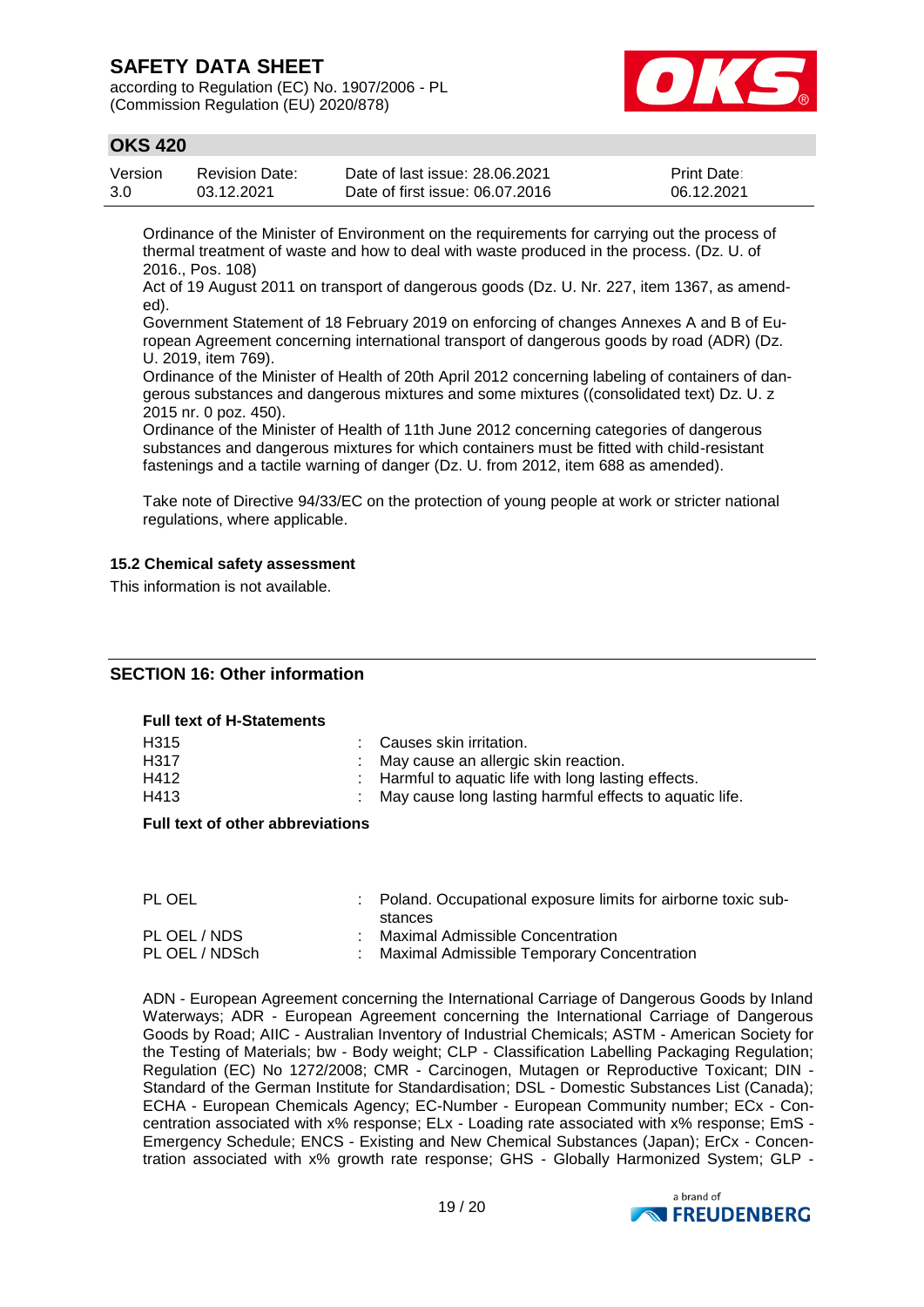Ordinance of the Minister of Environment on the requirements for carrying out the process of thermal treatment of waste and how to deal with waste produced in the process. (Dz. U. of 2016., Pos. 108)

Act of 19 August 2011 on transport of dangerous goods (Dz. U. Nr. 227, item 1367, as amended).

Government Statement of 18 February 2019 on enforcing of changes Annexes A and B of European Agreement concerning international transport of dangerous goods by road (ADR) (Dz. U. 2019, item 769).

Ordinance of the Minister of Health of 20th April 2012 concerning labeling of containers of dangerous substances and dangerous mixtures and some mixtures ((consolidated text) Dz. U. z 2015 nr. 0 poz. 450).

Ordinance of the Minister of Health of 11th June 2012 concerning categories of dangerous substances and dangerous mixtures for which containers must be fitted with child-resistant fastenings and a tactile warning of danger (Dz. U. from 2012, item 688 as amended).

Take note of Directive 94/33/EC on the protection of young people at work or stricter national regulations, where applicable.

**15.2 Chemical safety assessment**

This information is not available.

## SECTION 16: Other information

**Full text of H-Statements**

| | |
|---|---|
| H315 | : Causes skin irritation. |
| H317 | : May cause an allergic skin reaction. |
| H412 | : Harmful to aquatic life with long lasting effects. |
| H413 | : May cause long lasting harmful effects to aquatic life. |

**Full text of other abbreviations**

| | |
|---|---|
| PL OEL | : Poland. Occupational exposure limits for airborne toxic substances |
| PL OEL / NDS | : Maximal Admissible Concentration |
| PL OEL / NDSch | : Maximal Admissible Temporary Concentration |

ADN - European Agreement concerning the International Carriage of Dangerous Goods by Inland Waterways; ADR - European Agreement concerning the International Carriage of Dangerous Goods by Road; AIIC - Australian Inventory of Industrial Chemicals; ASTM - American Society for the Testing of Materials; bw - Body weight; CLP - Classification Labelling Packaging Regulation; Regulation (EC) No 1272/2008; CMR - Carcinogen, Mutagen or Reproductive Toxicant; DIN - Standard of the German Institute for Standardisation; DSL - Domestic Substances List (Canada); ECHA - European Chemicals Agency; EC-Number - European Community number; ECx - Concentration associated with x% response; ELx - Loading rate associated with x% response; EmS - Emergency Schedule; ENCS - Existing and New Chemical Substances (Japan); ErCx - Concentration associated with x% growth rate response; GHS - Globally Harmonized System; GLP -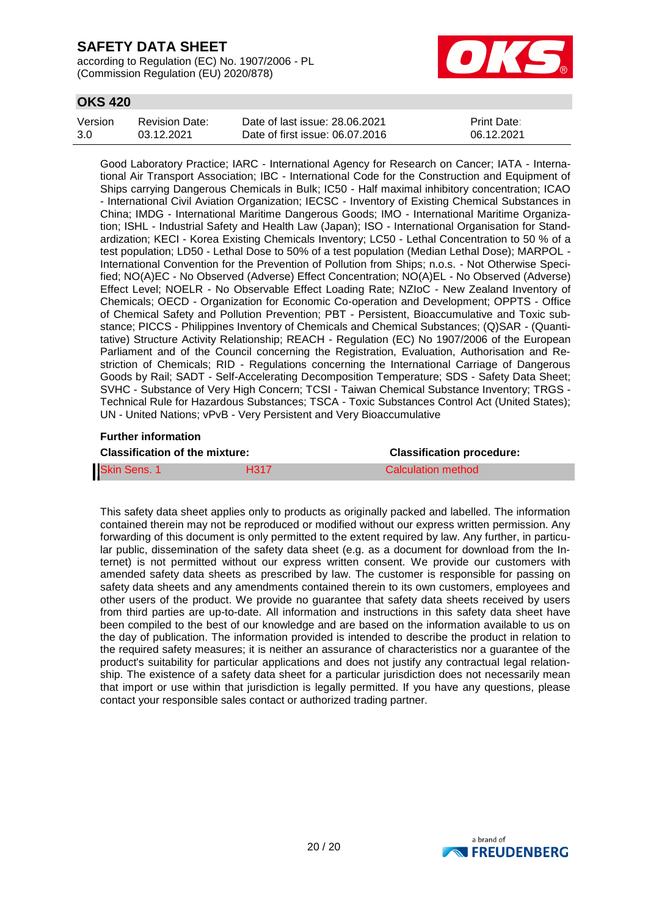Good Laboratory Practice; IARC - International Agency for Research on Cancer; IATA - International Air Transport Association; IBC - International Code for the Construction and Equipment of Ships carrying Dangerous Chemicals in Bulk; IC50 - Half maximal inhibitory concentration; ICAO - International Civil Aviation Organization; IECSC - Inventory of Existing Chemical Substances in China; IMDG - International Maritime Dangerous Goods; IMO - International Maritime Organization; ISHL - Industrial Safety and Health Law (Japan); ISO - International Organisation for Standardization; KECI - Korea Existing Chemicals Inventory; LC50 - Lethal Concentration to 50 % of a test population; LD50 - Lethal Dose to 50% of a test population (Median Lethal Dose); MARPOL - International Convention for the Prevention of Pollution from Ships; n.o.s. - Not Otherwise Specified; NO(A)EC - No Observed (Adverse) Effect Concentration; NO(A)EL - No Observed (Adverse) Effect Level; NOELR - No Observable Effect Loading Rate; NZIoC - New Zealand Inventory of Chemicals; OECD - Organization for Economic Co-operation and Development; OPPTS - Office of Chemical Safety and Pollution Prevention; PBT - Persistent, Bioaccumulative and Toxic substance; PICCS - Philippines Inventory of Chemicals and Chemical Substances; (Q)SAR - (Quantitative) Structure Activity Relationship; REACH - Regulation (EC) No 1907/2006 of the European Parliament and of the Council concerning the Registration, Evaluation, Authorisation and Restriction of Chemicals; RID - Regulations concerning the International Carriage of Dangerous Goods by Rail; SADT - Self-Accelerating Decomposition Temperature; SDS - Safety Data Sheet; SVHC - Substance of Very High Concern; TCSI - Taiwan Chemical Substance Inventory; TRGS - Technical Rule for Hazardous Substances; TSCA - Toxic Substances Control Act (United States); UN - United Nations; vPvB - Very Persistent and Very Bioaccumulative

**Further information**

| Classification of the mixture: | | Classification procedure: |
|---|---|---|
| Skin Sens. 1 | H317 | Calculation method |

This safety data sheet applies only to products as originally packed and labelled. The information contained therein may not be reproduced or modified without our express written permission. Any forwarding of this document is only permitted to the extent required by law. Any further, in particular public, dissemination of the safety data sheet (e.g. as a document for download from the Internet) is not permitted without our express written consent. We provide our customers with amended safety data sheets as prescribed by law. The customer is responsible for passing on safety data sheets and any amendments contained therein to its own customers, employees and other users of the product. We provide no guarantee that safety data sheets received by users from third parties are up-to-date. All information and instructions in this safety data sheet have been compiled to the best of our knowledge and are based on the information available to us on the day of publication. The information provided is intended to describe the product in relation to the required safety measures; it is neither an assurance of characteristics nor a guarantee of the product's suitability for particular applications and does not justify any contractual legal relationship. The existence of a safety data sheet for a particular jurisdiction does not necessarily mean that import or use within that jurisdiction is legally permitted. If you have any questions, please contact your responsible sales contact or authorized trading partner.